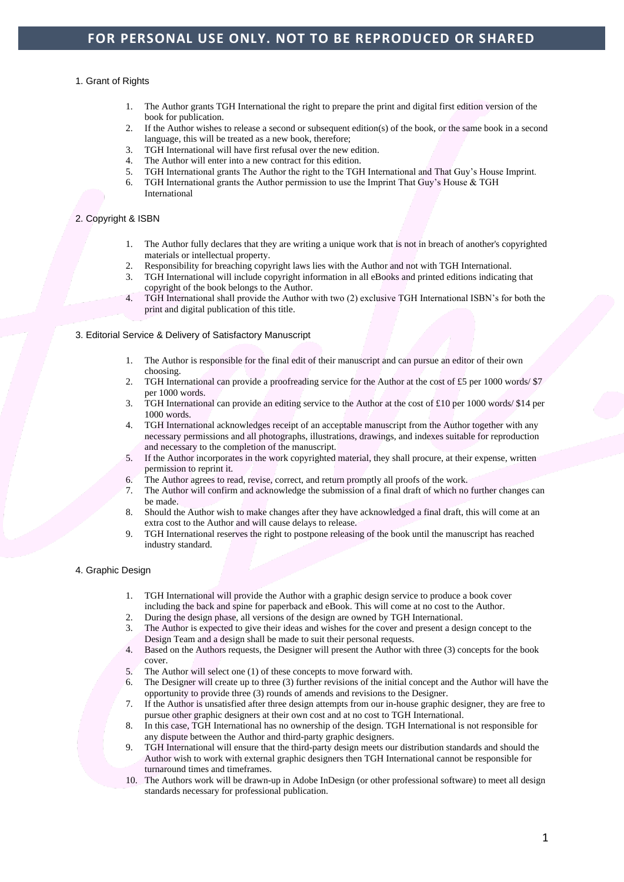**FOR PERSONAL USE ONLY. NOT TO BE REPRODUCED OR SHARED**

## 1. Grant of Rights

1. The Author grants TGH International the right to prepare the print and digital first edition version of the book for publication.
2. If the Author wishes to release a second or subsequent edition(s) of the book, or the same book in a second language, this will be treated as a new book, therefore;
3. TGH International will have first refusal over the new edition.
4. The Author will enter into a new contract for this edition.
5. TGH International grants The Author the right to the TGH International and That Guy's House Imprint.
6. TGH International grants the Author permission to use the Imprint That Guy's House & TGH International

## 2. Copyright & ISBN

1. The Author fully declares that they are writing a unique work that is not in breach of another's copyrighted materials or intellectual property.
2. Responsibility for breaching copyright laws lies with the Author and not with TGH International.
3. TGH International will include copyright information in all eBooks and printed editions indicating that copyright of the book belongs to the Author.
4. TGH International shall provide the Author with two (2) exclusive TGH International ISBN's for both the print and digital publication of this title.

## 3. Editorial Service & Delivery of Satisfactory Manuscript

1. The Author is responsible for the final edit of their manuscript and can pursue an editor of their own choosing.
2. TGH International can provide a proofreading service for the Author at the cost of £5 per 1000 words/ $7 per 1000 words.
3. TGH International can provide an editing service to the Author at the cost of £10 per 1000 words/ $14 per 1000 words.
4. TGH International acknowledges receipt of an acceptable manuscript from the Author together with any necessary permissions and all photographs, illustrations, drawings, and indexes suitable for reproduction and necessary to the completion of the manuscript.
5. If the Author incorporates in the work copyrighted material, they shall procure, at their expense, written permission to reprint it.
6. The Author agrees to read, revise, correct, and return promptly all proofs of the work.
7. The Author will confirm and acknowledge the submission of a final draft of which no further changes can be made.
8. Should the Author wish to make changes after they have acknowledged a final draft, this will come at an extra cost to the Author and will cause delays to release.
9. TGH International reserves the right to postpone releasing of the book until the manuscript has reached industry standard.

## 4. Graphic Design

1. TGH International will provide the Author with a graphic design service to produce a book cover including the back and spine for paperback and eBook. This will come at no cost to the Author.
2. During the design phase, all versions of the design are owned by TGH International.
3. The Author is expected to give their ideas and wishes for the cover and present a design concept to the Design Team and a design shall be made to suit their personal requests.
4. Based on the Authors requests, the Designer will present the Author with three (3) concepts for the book cover.
5. The Author will select one (1) of these concepts to move forward with.
6. The Designer will create up to three (3) further revisions of the initial concept and the Author will have the opportunity to provide three (3) rounds of amends and revisions to the Designer.
7. If the Author is unsatisfied after three design attempts from our in-house graphic designer, they are free to pursue other graphic designers at their own cost and at no cost to TGH International.
8. In this case, TGH International has no ownership of the design. TGH International is not responsible for any dispute between the Author and third-party graphic designers.
9. TGH International will ensure that the third-party design meets our distribution standards and should the Author wish to work with external graphic designers then TGH International cannot be responsible for turnaround times and timeframes.
10. The Authors work will be drawn-up in Adobe InDesign (or other professional software) to meet all design standards necessary for professional publication.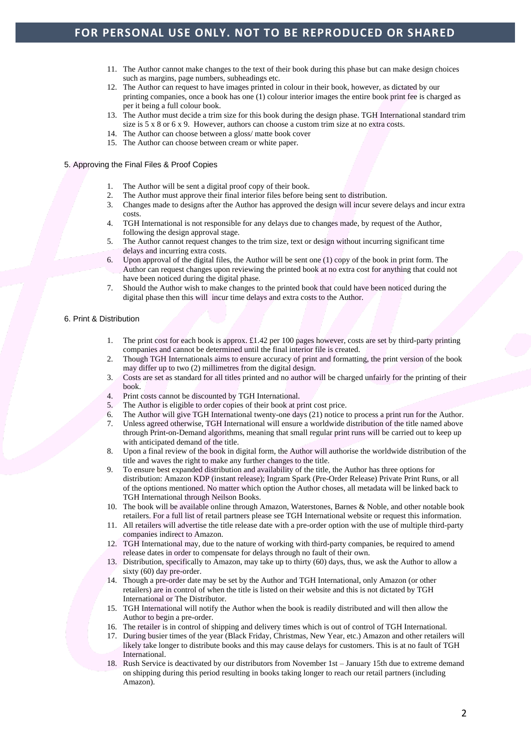11. The Author cannot make changes to the text of their book during this phase but can make design choices such as margins, page numbers, subheadings etc.
12. The Author can request to have images printed in colour in their book, however, as dictated by our printing companies, once a book has one (1) colour interior images the entire book print fee is charged as per it being a full colour book.
13. The Author must decide a trim size for this book during the design phase. TGH International standard trim size is 5 x 8 or 6 x 9. However, authors can choose a custom trim size at no extra costs.
14. The Author can choose between a gloss/ matte book cover
15. The Author can choose between cream or white paper.

## 5. Approving the Final Files & Proof Copies

1. The Author will be sent a digital proof copy of their book.
2. The Author must approve their final interior files before being sent to distribution.
3. Changes made to designs after the Author has approved the design will incur severe delays and incur extra costs.
4. TGH International is not responsible for any delays due to changes made, by request of the Author, following the design approval stage.
5. The Author cannot request changes to the trim size, text or design without incurring significant time delays and incurring extra costs.
6. Upon approval of the digital files, the Author will be sent one (1) copy of the book in print form. The Author can request changes upon reviewing the printed book at no extra cost for anything that could not have been noticed during the digital phase.
7. Should the Author wish to make changes to the printed book that could have been noticed during the digital phase then this will incur time delays and extra costs to the Author.

## 6. Print & Distribution

1. The print cost for each book is approx. £1.42 per 100 pages however, costs are set by third-party printing companies and cannot be determined until the final interior file is created.
2. Though TGH Internationals aims to ensure accuracy of print and formatting, the print version of the book may differ up to two (2) millimetres from the digital design.
3. Costs are set as standard for all titles printed and no author will be charged unfairly for the printing of their book.
4. Print costs cannot be discounted by TGH International.
5. The Author is eligible to order copies of their book at print cost price.
6. The Author will give TGH International twenty-one days (21) notice to process a print run for the Author.
7. Unless agreed otherwise, TGH International will ensure a worldwide distribution of the title named above through Print-on-Demand algorithms, meaning that small regular print runs will be carried out to keep up with anticipated demand of the title.
8. Upon a final review of the book in digital form, the Author will authorise the worldwide distribution of the title and waves the right to make any further changes to the title.
9. To ensure best expanded distribution and availability of the title, the Author has three options for distribution: Amazon KDP (instant release); Ingram Spark (Pre-Order Release) Private Print Runs, or all of the options mentioned. No matter which option the Author choses, all metadata will be linked back to TGH International through Neilson Books.
10. The book will be available online through Amazon, Waterstones, Barnes & Noble, and other notable book retailers. For a full list of retail partners please see TGH International website or request this information.
11. All retailers will advertise the title release date with a pre-order option with the use of multiple third-party companies indirect to Amazon.
12. TGH International may, due to the nature of working with third-party companies, be required to amend release dates in order to compensate for delays through no fault of their own.
13. Distribution, specifically to Amazon, may take up to thirty (60) days, thus, we ask the Author to allow a sixty (60) day pre-order.
14. Though a pre-order date may be set by the Author and TGH International, only Amazon (or other retailers) are in control of when the title is listed on their website and this is not dictated by TGH International or The Distributor.
15. TGH International will notify the Author when the book is readily distributed and will then allow the Author to begin a pre-order.
16. The retailer is in control of shipping and delivery times which is out of control of TGH International.
17. During busier times of the year (Black Friday, Christmas, New Year, etc.) Amazon and other retailers will likely take longer to distribute books and this may cause delays for customers. This is at no fault of TGH International.
18. Rush Service is deactivated by our distributors from November 1st – January 15th due to extreme demand on shipping during this period resulting in books taking longer to reach our retail partners (including Amazon).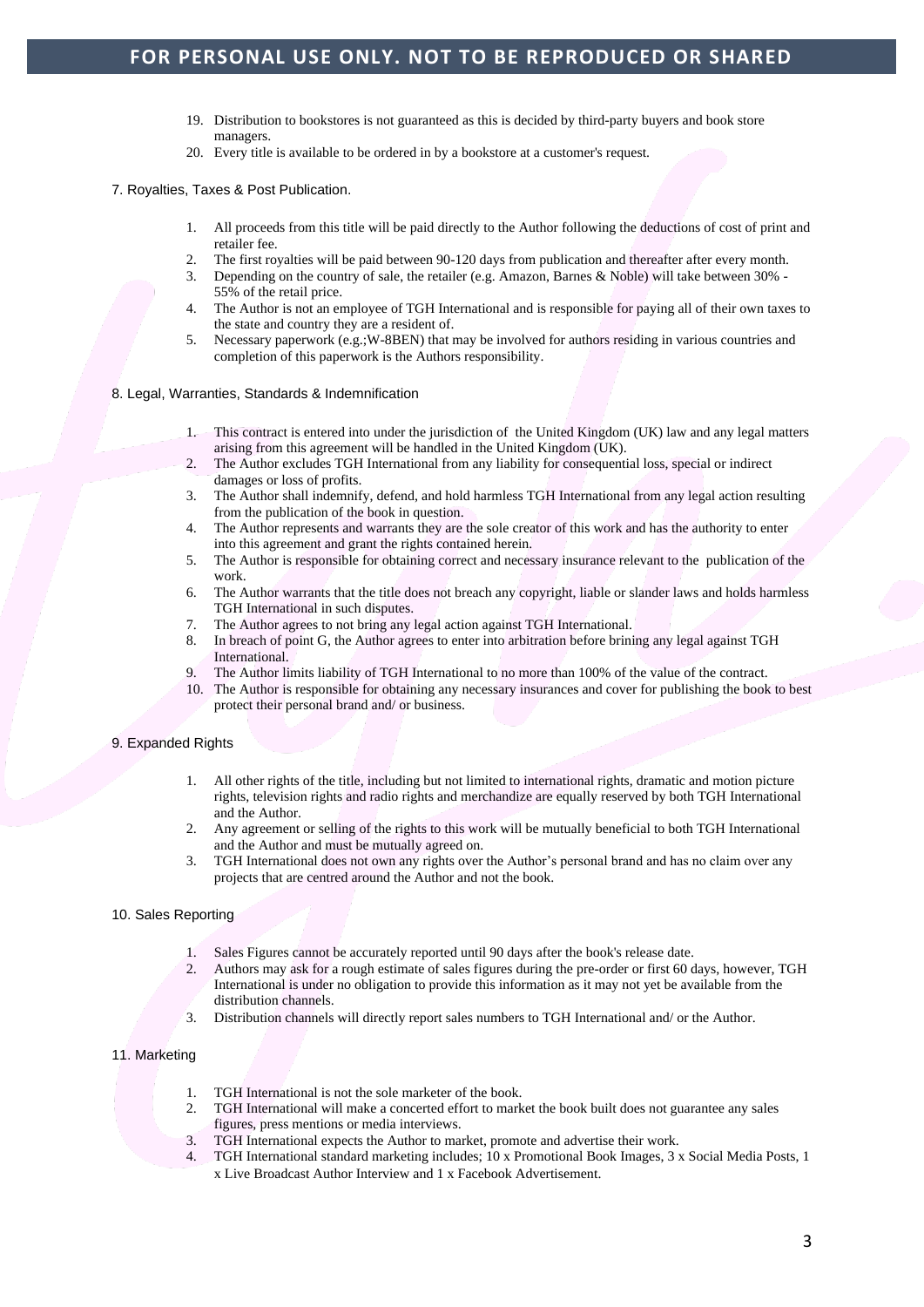19. Distribution to bookstores is not guaranteed as this is decided by third-party buyers and book store managers.
20. Every title is available to be ordered in by a bookstore at a customer's request.

## 7. Royalties, Taxes & Post Publication.

1. All proceeds from this title will be paid directly to the Author following the deductions of cost of print and retailer fee.
2. The first royalties will be paid between 90-120 days from publication and thereafter after every month.
3. Depending on the country of sale, the retailer (e.g. Amazon, Barnes & Noble) will take between 30% - 55% of the retail price.
4. The Author is not an employee of TGH International and is responsible for paying all of their own taxes to the state and country they are a resident of.
5. Necessary paperwork (e.g.;W-8BEN) that may be involved for authors residing in various countries and completion of this paperwork is the Authors responsibility.

## 8. Legal, Warranties, Standards & Indemnification

1. This contract is entered into under the jurisdiction of the United Kingdom (UK) law and any legal matters arising from this agreement will be handled in the United Kingdom (UK).
2. The Author excludes TGH International from any liability for consequential loss, special or indirect damages or loss of profits.
3. The Author shall indemnify, defend, and hold harmless TGH International from any legal action resulting from the publication of the book in question.
4. The Author represents and warrants they are the sole creator of this work and has the authority to enter into this agreement and grant the rights contained herein.
5. The Author is responsible for obtaining correct and necessary insurance relevant to the publication of the work.
6. The Author warrants that the title does not breach any copyright, liable or slander laws and holds harmless TGH International in such disputes.
7. The Author agrees to not bring any legal action against TGH International.
8. In breach of point G, the Author agrees to enter into arbitration before brining any legal against TGH International.
9. The Author limits liability of TGH International to no more than 100% of the value of the contract.
10. The Author is responsible for obtaining any necessary insurances and cover for publishing the book to best protect their personal brand and/ or business.

## 9. Expanded Rights

1. All other rights of the title, including but not limited to international rights, dramatic and motion picture rights, television rights and radio rights and merchandize are equally reserved by both TGH International and the Author.
2. Any agreement or selling of the rights to this work will be mutually beneficial to both TGH International and the Author and must be mutually agreed on.
3. TGH International does not own any rights over the Author's personal brand and has no claim over any projects that are centred around the Author and not the book.

## 10. Sales Reporting

1. Sales Figures cannot be accurately reported until 90 days after the book's release date.
2. Authors may ask for a rough estimate of sales figures during the pre-order or first 60 days, however, TGH International is under no obligation to provide this information as it may not yet be available from the distribution channels.
3. Distribution channels will directly report sales numbers to TGH International and/ or the Author.

## 11. Marketing

1. TGH International is not the sole marketer of the book.
2. TGH International will make a concerted effort to market the book built does not guarantee any sales figures, press mentions or media interviews.
3. TGH International expects the Author to market, promote and advertise their work.
4. TGH International standard marketing includes; 10 x Promotional Book Images, 3 x Social Media Posts, 1 x Live Broadcast Author Interview and 1 x Facebook Advertisement.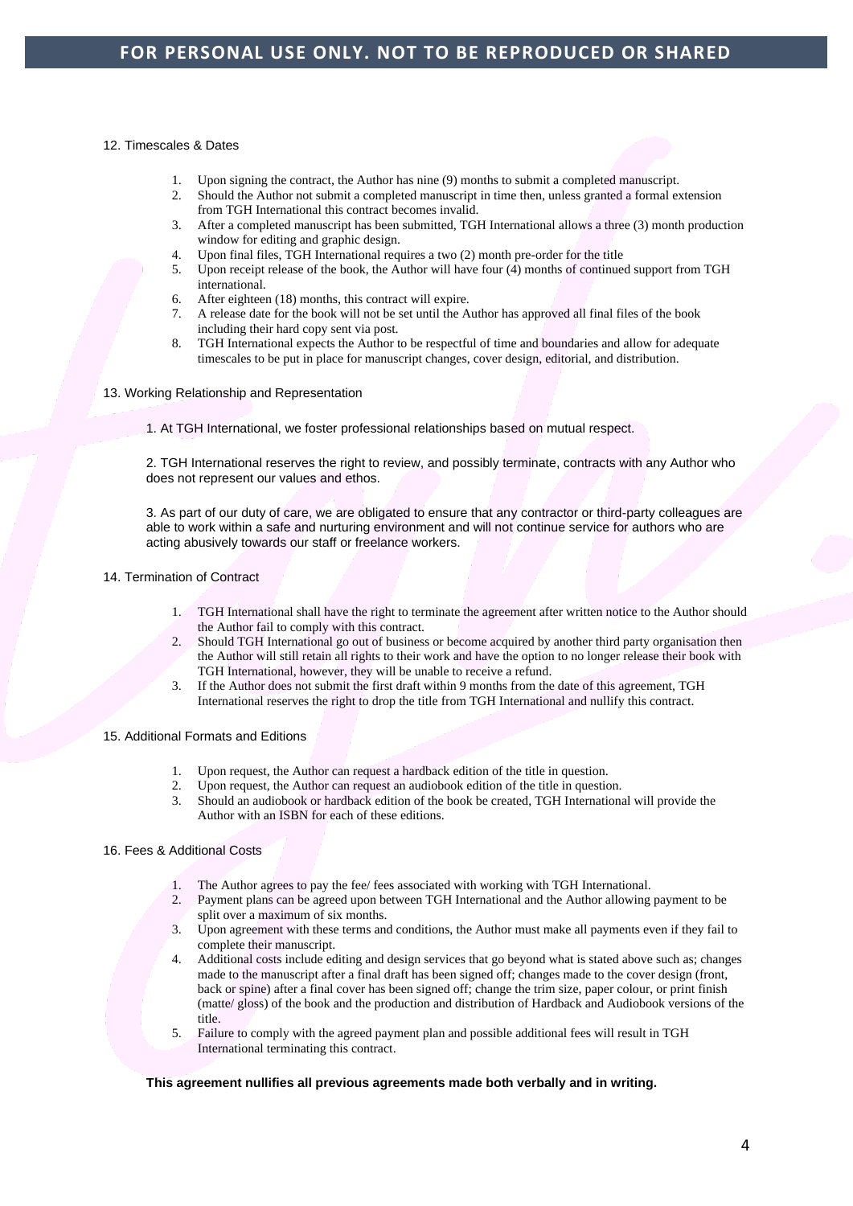12. Timescales & Dates

1. Upon signing the contract, the Author has nine (9) months to submit a completed manuscript.
2. Should the Author not submit a completed manuscript in time then, unless granted a formal extension from TGH International this contract becomes invalid.
3. After a completed manuscript has been submitted, TGH International allows a three (3) month production window for editing and graphic design.
4. Upon final files, TGH International requires a two (2) month pre-order for the title
5. Upon receipt release of the book, the Author will have four (4) months of continued support from TGH international.
6. After eighteen (18) months, this contract will expire.
7. A release date for the book will not be set until the Author has approved all final files of the book including their hard copy sent via post.
8. TGH International expects the Author to be respectful of time and boundaries and allow for adequate timescales to be put in place for manuscript changes, cover design, editorial, and distribution.

13. Working Relationship and Representation

1. At TGH International, we foster professional relationships based on mutual respect.

2. TGH International reserves the right to review, and possibly terminate, contracts with any Author who does not represent our values and ethos.

3. As part of our duty of care, we are obligated to ensure that any contractor or third-party colleagues are able to work within a safe and nurturing environment and will not continue service for authors who are acting abusively towards our staff or freelance workers.

14. Termination of Contract

1. TGH International shall have the right to terminate the agreement after written notice to the Author should the Author fail to comply with this contract.
2. Should TGH International go out of business or become acquired by another third party organisation then the Author will still retain all rights to their work and have the option to no longer release their book with TGH International, however, they will be unable to receive a refund.
3. If the Author does not submit the first draft within 9 months from the date of this agreement, TGH International reserves the right to drop the title from TGH International and nullify this contract.

15. Additional Formats and Editions

1. Upon request, the Author can request a hardback edition of the title in question.
2. Upon request, the Author can request an audiobook edition of the title in question.
3. Should an audiobook or hardback edition of the book be created, TGH International will provide the Author with an ISBN for each of these editions.

16. Fees & Additional Costs

1. The Author agrees to pay the fee/ fees associated with working with TGH International.
2. Payment plans can be agreed upon between TGH International and the Author allowing payment to be split over a maximum of six months.
3. Upon agreement with these terms and conditions, the Author must make all payments even if they fail to complete their manuscript.
4. Additional costs include editing and design services that go beyond what is stated above such as; changes made to the manuscript after a final draft has been signed off; changes made to the cover design (front, back or spine) after a final cover has been signed off; change the trim size, paper colour, or print finish (matte/ gloss) of the book and the production and distribution of Hardback and Audiobook versions of the title.
5. Failure to comply with the agreed payment plan and possible additional fees will result in TGH International terminating this contract.

**This agreement nullifies all previous agreements made both verbally and in writing.**